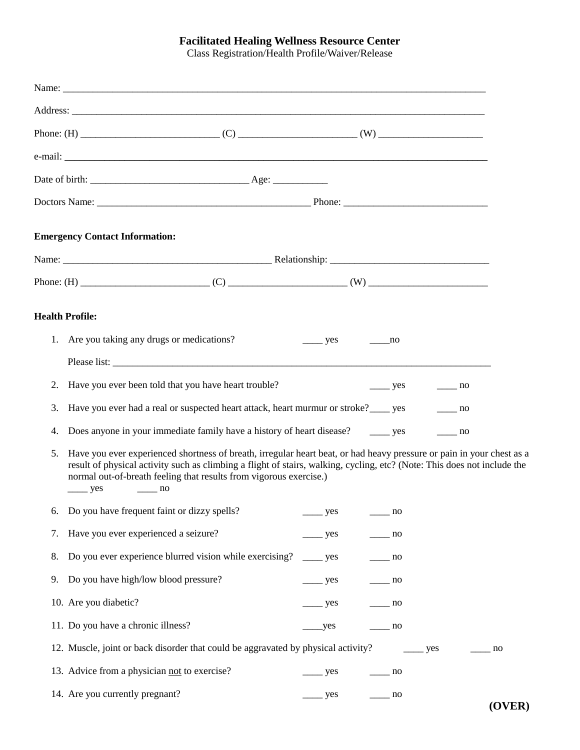**Facilitated Healing Wellness Resource Center**

Class Registration/Health Profile/Waiver/Release

Name: ___________________________________________________________________________________

Address: _________________________________________________________________________________

Phone: (H) ___________________________ (C) _______________________ (W) ____________________

e-mail: ___________________________________________________________________________________

Date of birth: _______________________________ Age: ___________

Doctors Name: __________________________________________ Phone: _____________________________

**Emergency Contact Information:**

Name: __________________________________________ Relationship: _______________________________

Phone: (H) _________________________ (C) _______________________ (W) ________________________

**Health Profile:**

1. Are you taking any drugs or medications? ____ yes ____no

   Please list: ___________________________________________________________________________

2. Have you ever been told that you have heart trouble? ____ yes ____ no
3. Have you ever had a real or suspected heart attack, heart murmur or stroke? ____ yes ____ no
4. Does anyone in your immediate family have a history of heart disease? ____ yes ____ no
5. Have you ever experienced shortness of breath, irregular heart beat, or had heavy pressure or pain in your chest as a result of physical activity such as climbing a flight of stairs, walking, cycling, etc? (Note: This does not include the normal out-of-breath feeling that results from vigorous exercise.)
   ____ yes ____ no
6. Do you have frequent faint or dizzy spells? ____ yes ____ no
7. Have you ever experienced a seizure? ____ yes ____ no
8. Do you ever experience blurred vision while exercising? ____ yes ____ no
9. Do you have high/low blood pressure? ____ yes ____ no
10. Are you diabetic? ____ yes ____ no
11. Do you have a chronic illness? ____yes ____ no
12. Muscle, joint or back disorder that could be aggravated by physical activity? ____ yes ____ no
13. Advice from a physician not to exercise? ____ yes ____ no
14. Are you currently pregnant? ____ yes ____ no

**(OVER)**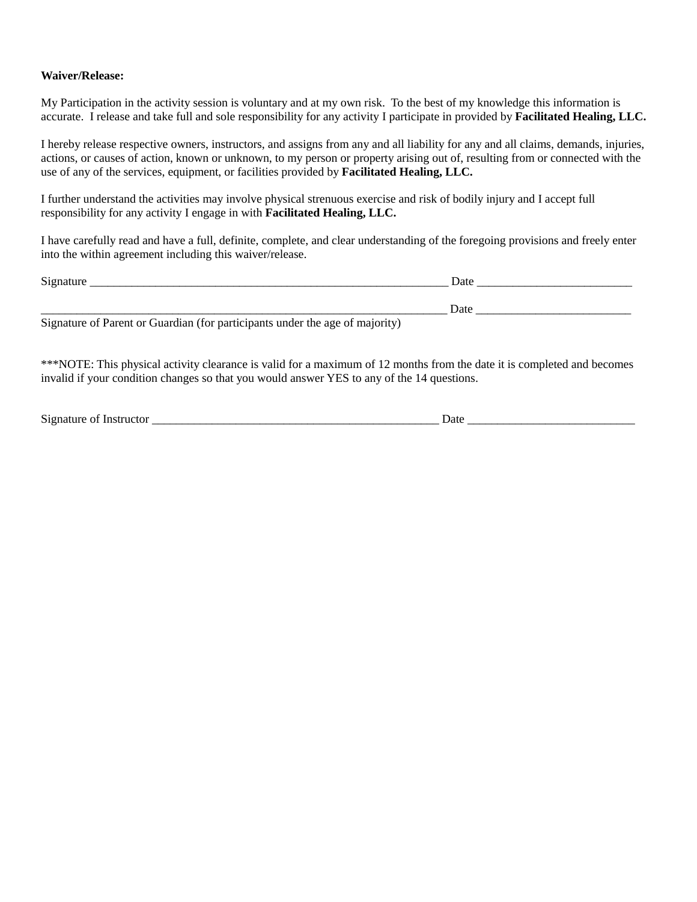**Waiver/Release:**

My Participation in the activity session is voluntary and at my own risk. To the best of my knowledge this information is accurate. I release and take full and sole responsibility for any activity I participate in provided by **Facilitated Healing, LLC.**

I hereby release respective owners, instructors, and assigns from any and all liability for any and all claims, demands, injuries, actions, or causes of action, known or unknown, to my person or property arising out of, resulting from or connected with the use of any of the services, equipment, or facilities provided by **Facilitated Healing, LLC.**

I further understand the activities may involve physical strenuous exercise and risk of bodily injury and I accept full responsibility for any activity I engage in with **Facilitated Healing, LLC.**

I have carefully read and have a full, definite, complete, and clear understanding of the foregoing provisions and freely enter into the within agreement including this waiver/release.

Signature _______________________________________________________________ Date __________________________

______________________________________________________________________ Date __________________________
Signature of Parent or Guardian (for participants under the age of majority)

***NOTE: This physical activity clearance is valid for a maximum of 12 months from the date it is completed and becomes invalid if your condition changes so that you would answer YES to any of the 14 questions.

Signature of Instructor __________________________________________________ Date ____________________________